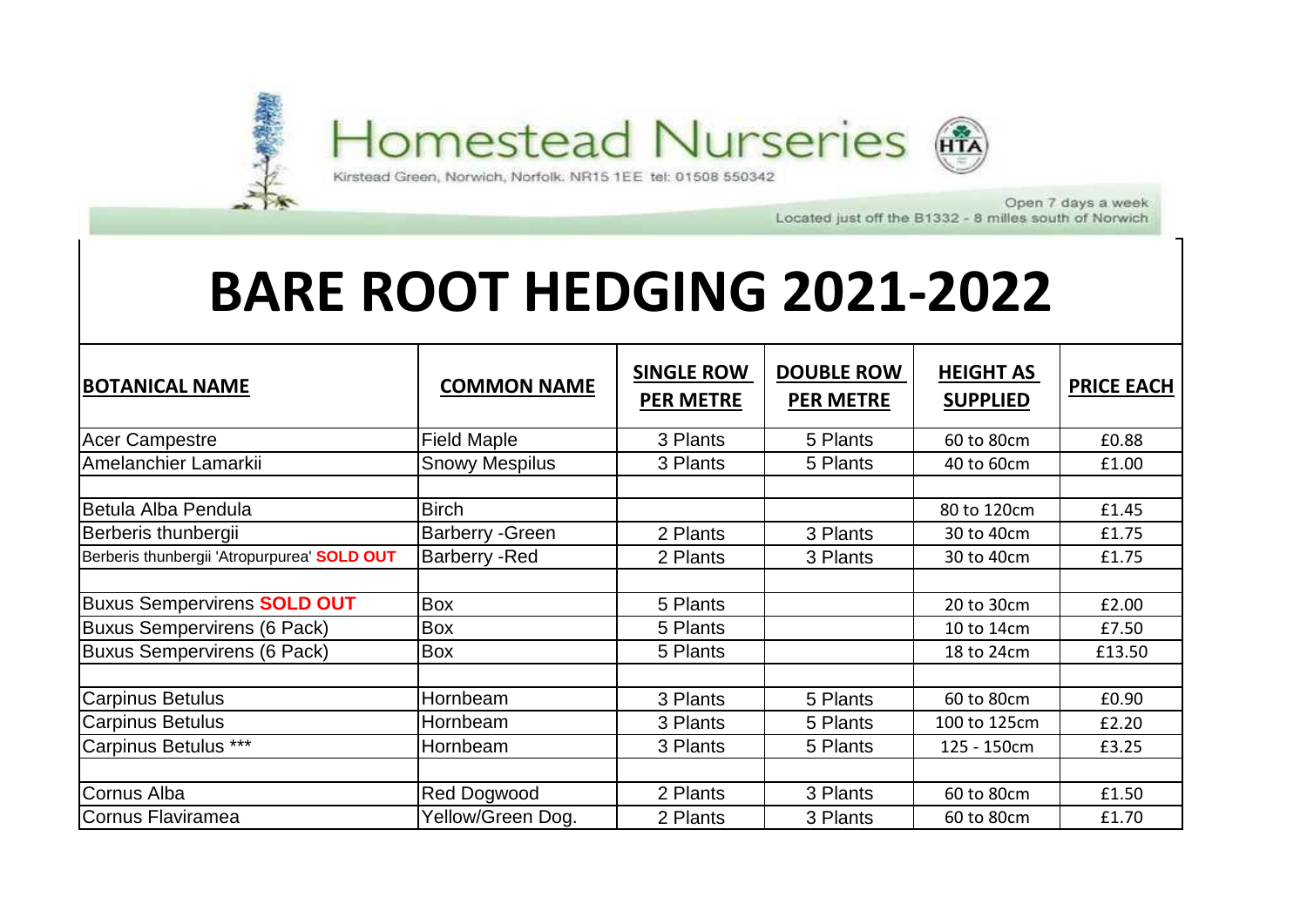Homestead Nurseries

Kirstead Green, Norwich, Norfolk. NR15 1EE tel: 01508 550342

Open 7 days a week
Located just off the B1332 - 8 miles south of Norwich

# BARE ROOT HEDGING 2021-2022

| BOTANICAL NAME | COMMON NAME | SINGLE ROW PER METRE | DOUBLE ROW PER METRE | HEIGHT AS SUPPLIED | PRICE EACH |
|---|---|---|---|---|---|
| Acer Campestre | Field Maple | 3 Plants | 5 Plants | 60 to 80cm | £0.88 |
| Amelanchier Lamarkii | Snowy Mespilus | 3 Plants | 5 Plants | 40 to 60cm | £1.00 |
| | | | | | |
| Betula Alba Pendula | Birch | | | 80 to 120cm | £1.45 |
| Berberis thunbergii | Barberry -Green | 2 Plants | 3 Plants | 30 to 40cm | £1.75 |
| Berberis thunbergii 'Atropurpurea' **SOLD OUT** | Barberry -Red | 2 Plants | 3 Plants | 30 to 40cm | £1.75 |
| | | | | | |
| Buxus Sempervirens **SOLD OUT** | Box | 5 Plants | | 20 to 30cm | £2.00 |
| Buxus Sempervirens (6 Pack) | Box | 5 Plants | | 10 to 14cm | £7.50 |
| Buxus Sempervirens (6 Pack) | Box | 5 Plants | | 18 to 24cm | £13.50 |
| | | | | | |
| Carpinus Betulus | Hornbeam | 3 Plants | 5 Plants | 60 to 80cm | £0.90 |
| Carpinus Betulus | Hornbeam | 3 Plants | 5 Plants | 100 to 125cm | £2.20 |
| Carpinus Betulus *** | Hornbeam | 3 Plants | 5 Plants | 125 - 150cm | £3.25 |
| | | | | | |
| Cornus Alba | Red Dogwood | 2 Plants | 3 Plants | 60 to 80cm | £1.50 |
| Cornus Flaviramea | Yellow/Green Dog. | 2 Plants | 3 Plants | 60 to 80cm | £1.70 |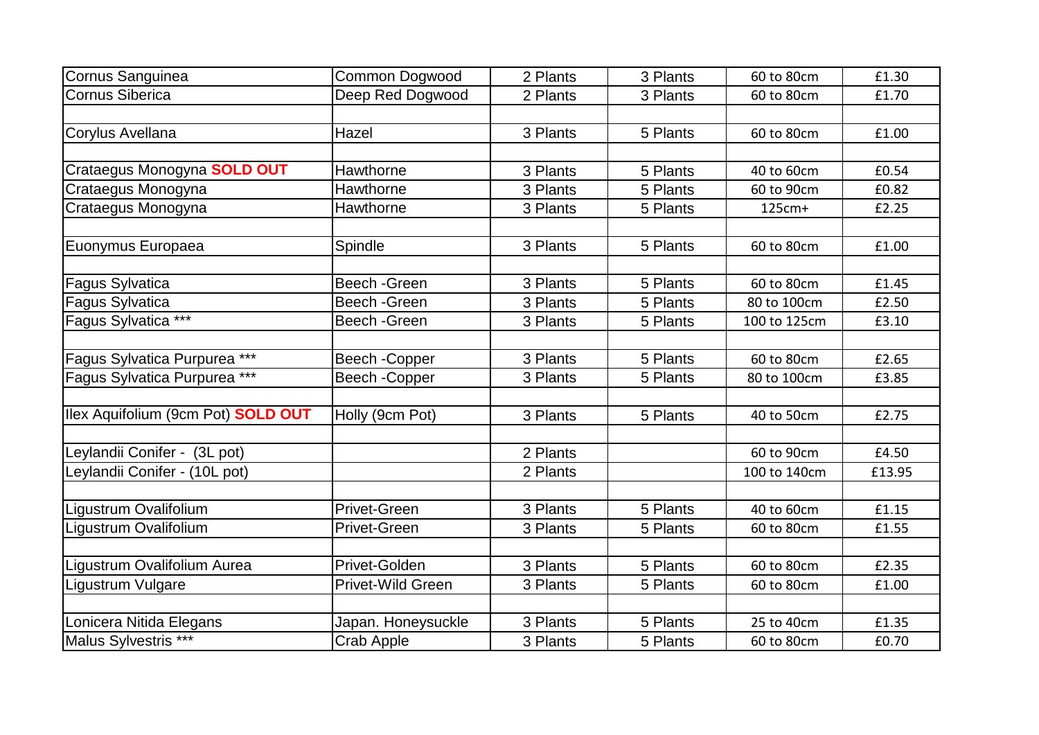| Cornus Sanguinea | Common Dogwood | 2 Plants | 3 Plants | 60 to 80cm | £1.30 |
|---|---|---|---|---|---|
| Cornus Siberica | Deep Red Dogwood | 2 Plants | 3 Plants | 60 to 80cm | £1.70 |
| | | | | | |
| Corylus Avellana | Hazel | 3 Plants | 5 Plants | 60 to 80cm | £1.00 |
| | | | | | |
| Crataegus Monogyna **SOLD OUT** | Hawthorne | 3 Plants | 5 Plants | 40 to 60cm | £0.54 |
| Crataegus Monogyna | Hawthorne | 3 Plants | 5 Plants | 60 to 90cm | £0.82 |
| Crataegus Monogyna | Hawthorne | 3 Plants | 5 Plants | 125cm+ | £2.25 |
| | | | | | |
| Euonymus Europaea | Spindle | 3 Plants | 5 Plants | 60 to 80cm | £1.00 |
| | | | | | |
| Fagus Sylvatica | Beech -Green | 3 Plants | 5 Plants | 60 to 80cm | £1.45 |
| Fagus Sylvatica | Beech -Green | 3 Plants | 5 Plants | 80 to 100cm | £2.50 |
| Fagus Sylvatica *** | Beech -Green | 3 Plants | 5 Plants | 100 to 125cm | £3.10 |
| | | | | | |
| Fagus Sylvatica Purpurea *** | Beech -Copper | 3 Plants | 5 Plants | 60 to 80cm | £2.65 |
| Fagus Sylvatica Purpurea *** | Beech -Copper | 3 Plants | 5 Plants | 80 to 100cm | £3.85 |
| | | | | | |
| Ilex Aquifolium (9cm Pot) **SOLD OUT** | Holly (9cm Pot) | 3 Plants | 5 Plants | 40 to 50cm | £2.75 |
| | | | | | |
| Leylandii Conifer - (3L pot) | | 2 Plants | | 60 to 90cm | £4.50 |
| Leylandii Conifer - (10L pot) | | 2 Plants | | 100 to 140cm | £13.95 |
| | | | | | |
| Ligustrum Ovalifolium | Privet-Green | 3 Plants | 5 Plants | 40 to 60cm | £1.15 |
| Ligustrum Ovalifolium | Privet-Green | 3 Plants | 5 Plants | 60 to 80cm | £1.55 |
| | | | | | |
| Ligustrum Ovalifolium Aurea | Privet-Golden | 3 Plants | 5 Plants | 60 to 80cm | £2.35 |
| Ligustrum Vulgare | Privet-Wild Green | 3 Plants | 5 Plants | 60 to 80cm | £1.00 |
| | | | | | |
| Lonicera Nitida Elegans | Japan. Honeysuckle | 3 Plants | 5 Plants | 25 to 40cm | £1.35 |
| Malus Sylvestris *** | Crab Apple | 3 Plants | 5 Plants | 60 to 80cm | £0.70 |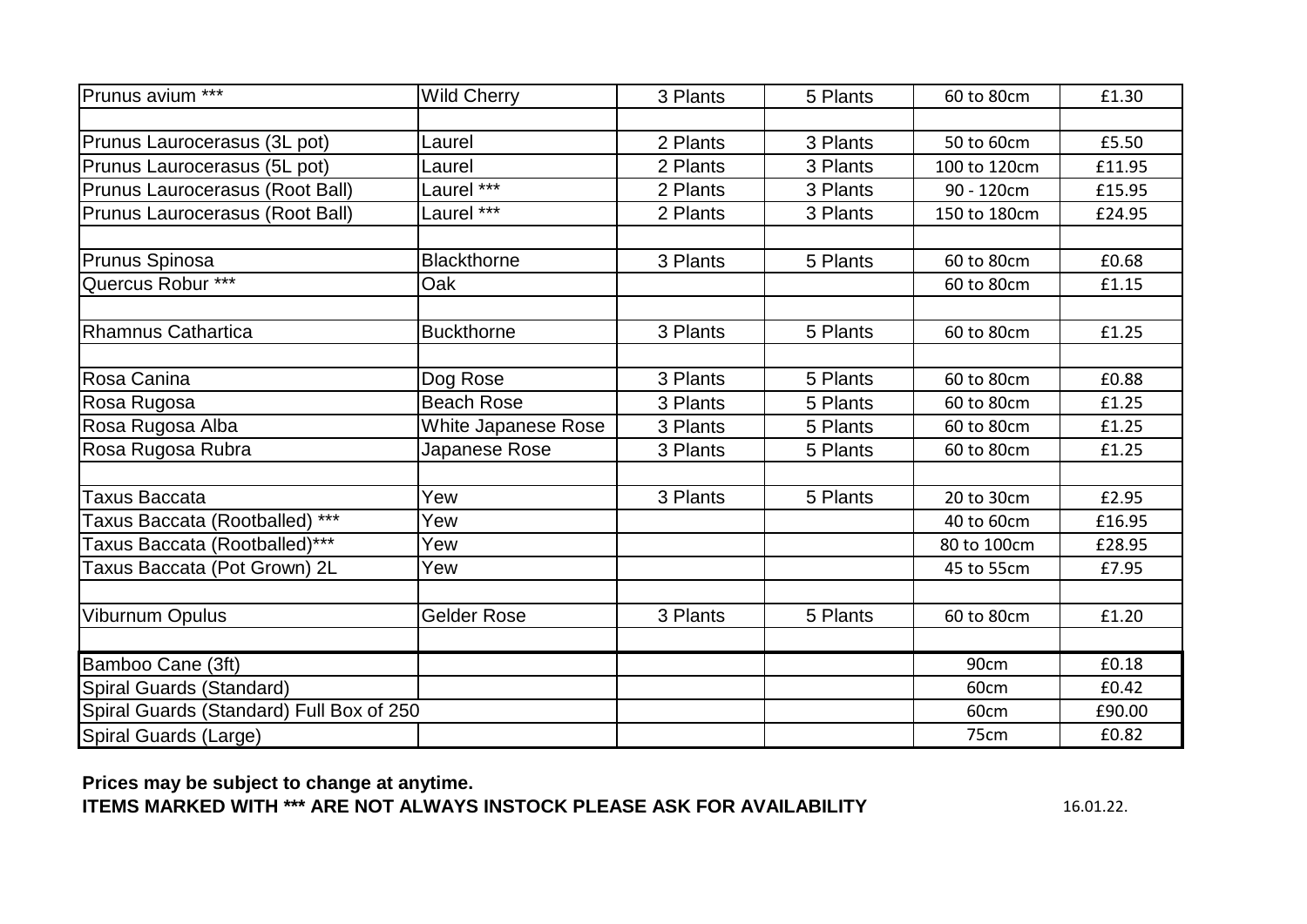| | | | | | |
|---|---|---|---|---|---|
| Prunus avium *** | Wild Cherry | 3 Plants | 5 Plants | 60 to 80cm | £1.30 |
| | | | | | |
| Prunus Laurocerasus (3L pot) | Laurel | 2 Plants | 3 Plants | 50 to 60cm | £5.50 |
| Prunus Laurocerasus (5L pot) | Laurel | 2 Plants | 3 Plants | 100 to 120cm | £11.95 |
| Prunus Laurocerasus (Root Ball) | Laurel *** | 2 Plants | 3 Plants | 90 - 120cm | £15.95 |
| Prunus Laurocerasus (Root Ball) | Laurel *** | 2 Plants | 3 Plants | 150 to 180cm | £24.95 |
| | | | | | |
| Prunus Spinosa | Blackthorne | 3 Plants | 5 Plants | 60 to 80cm | £0.68 |
| Quercus Robur *** | Oak | | | 60 to 80cm | £1.15 |
| | | | | | |
| Rhamnus Cathartica | Buckthorne | 3 Plants | 5 Plants | 60 to 80cm | £1.25 |
| | | | | | |
| Rosa Canina | Dog Rose | 3 Plants | 5 Plants | 60 to 80cm | £0.88 |
| Rosa Rugosa | Beach Rose | 3 Plants | 5 Plants | 60 to 80cm | £1.25 |
| Rosa Rugosa Alba | White Japanese Rose | 3 Plants | 5 Plants | 60 to 80cm | £1.25 |
| Rosa Rugosa Rubra | Japanese Rose | 3 Plants | 5 Plants | 60 to 80cm | £1.25 |
| | | | | | |
| Taxus Baccata | Yew | 3 Plants | 5 Plants | 20 to 30cm | £2.95 |
| Taxus Baccata (Rootballed) *** | Yew | | | 40 to 60cm | £16.95 |
| Taxus Baccata (Rootballed)*** | Yew | | | 80 to 100cm | £28.95 |
| Taxus Baccata (Pot Grown) 2L | Yew | | | 45 to 55cm | £7.95 |
| | | | | | |
| Viburnum Opulus | Gelder Rose | 3 Plants | 5 Plants | 60 to 80cm | £1.20 |
| | | | | | |
| Bamboo Cane (3ft) | | | | 90cm | £0.18 |
| Spiral Guards (Standard) | | | | 60cm | £0.42 |
| Spiral Guards (Standard) Full Box of 250 | | | | 60cm | £90.00 |
| Spiral Guards (Large) | | | | 75cm | £0.82 |

**Prices may be subject to change at anytime.**
**ITEMS MARKED WITH *** ARE NOT ALWAYS INSTOCK PLEASE ASK FOR AVAILABILITY** 16.01.22.